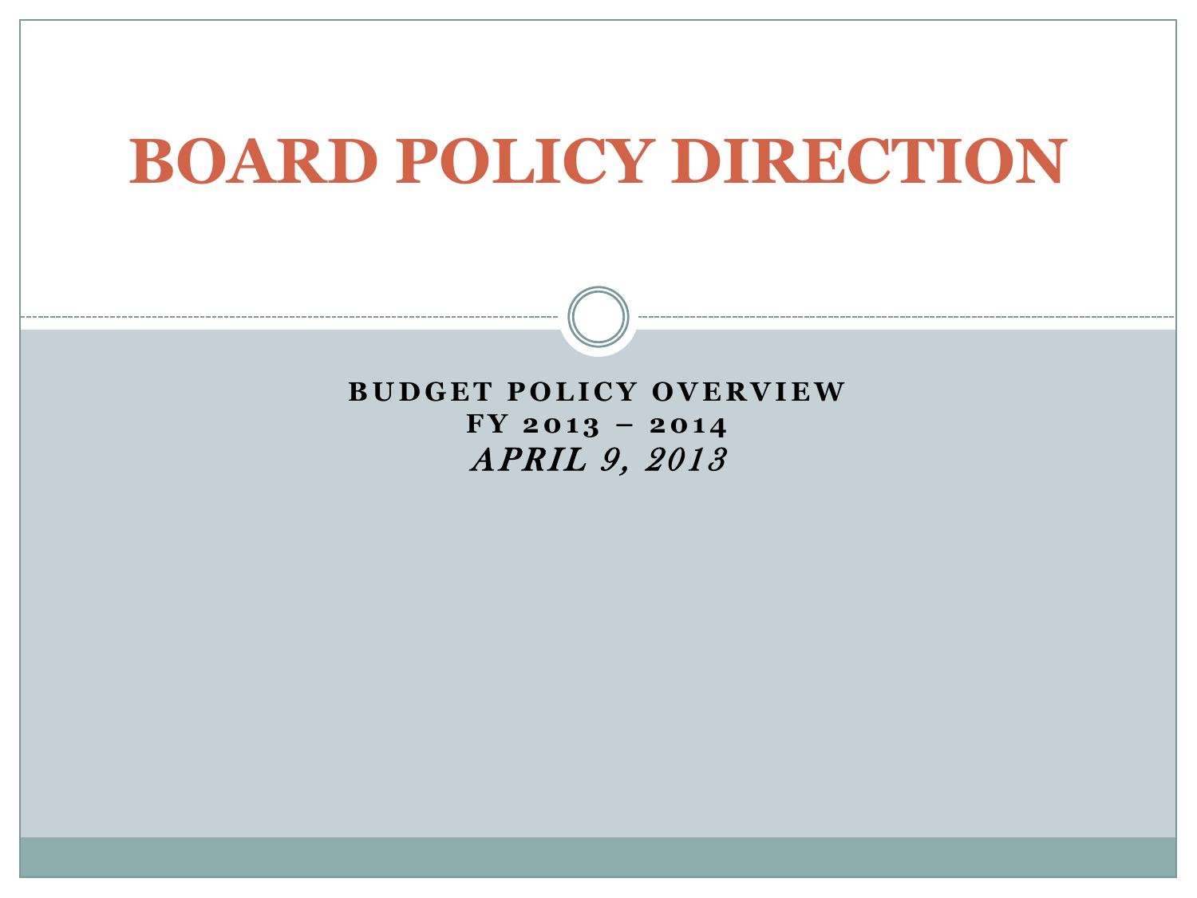# BOARD POLICY DIRECTION

**BUDGET POLICY OVERVIEW**

**FY 2013 – 2014**

***APRIL 9, 2013***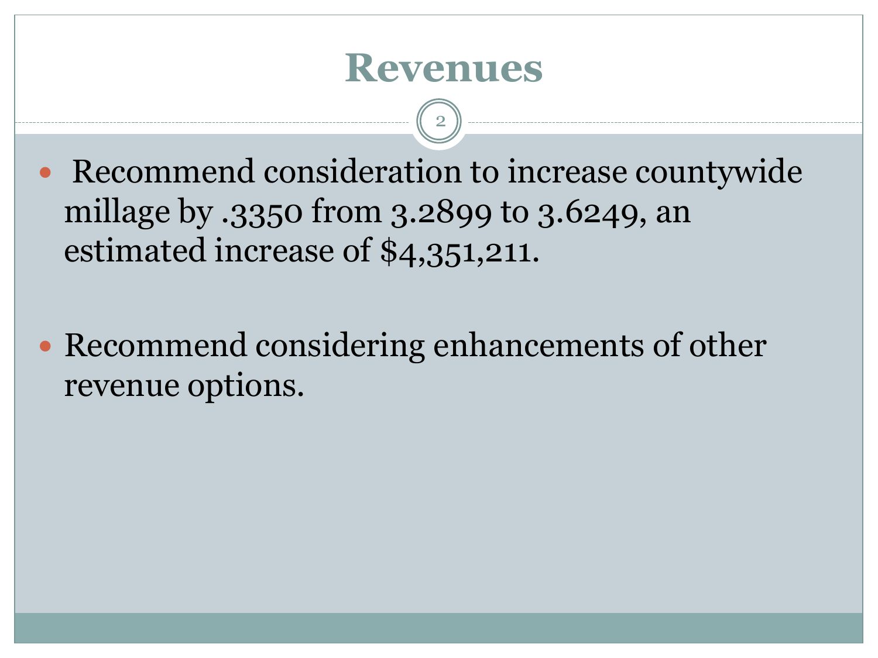# Revenues

- Recommend consideration to increase countywide millage by .3350 from 3.2899 to 3.6249, an estimated increase of $4,351,211.

- Recommend considering enhancements of other revenue options.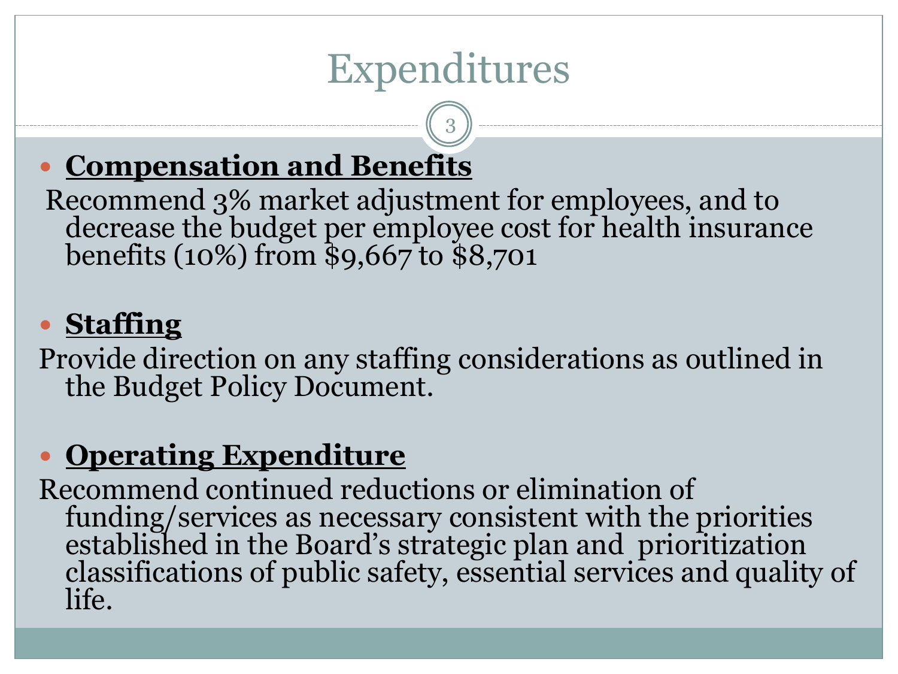# Expenditures

- **Compensation and Benefits**

Recommend 3% market adjustment for employees, and to decrease the budget per employee cost for health insurance benefits (10%) from $9,667 to $8,701

- **Staffing**

Provide direction on any staffing considerations as outlined in the Budget Policy Document.

- **Operating Expenditure**

Recommend continued reductions or elimination of funding/services as necessary consistent with the priorities established in the Board's strategic plan and prioritization classifications of public safety, essential services and quality of life.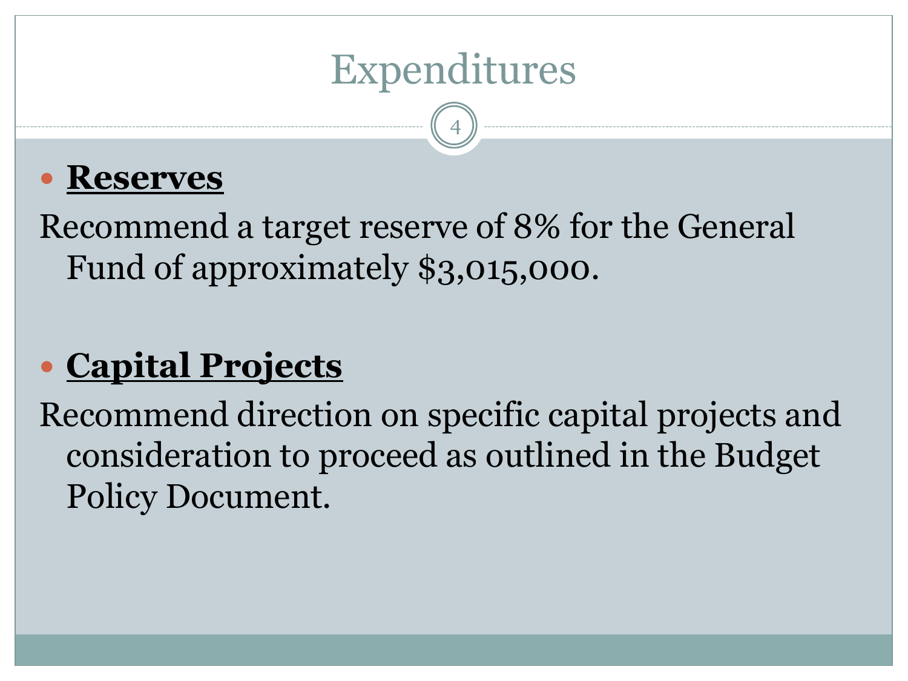# Expenditures

- **Reserves**

Recommend a target reserve of 8% for the General Fund of approximately $3,015,000.

- **Capital Projects**

Recommend direction on specific capital projects and consideration to proceed as outlined in the Budget Policy Document.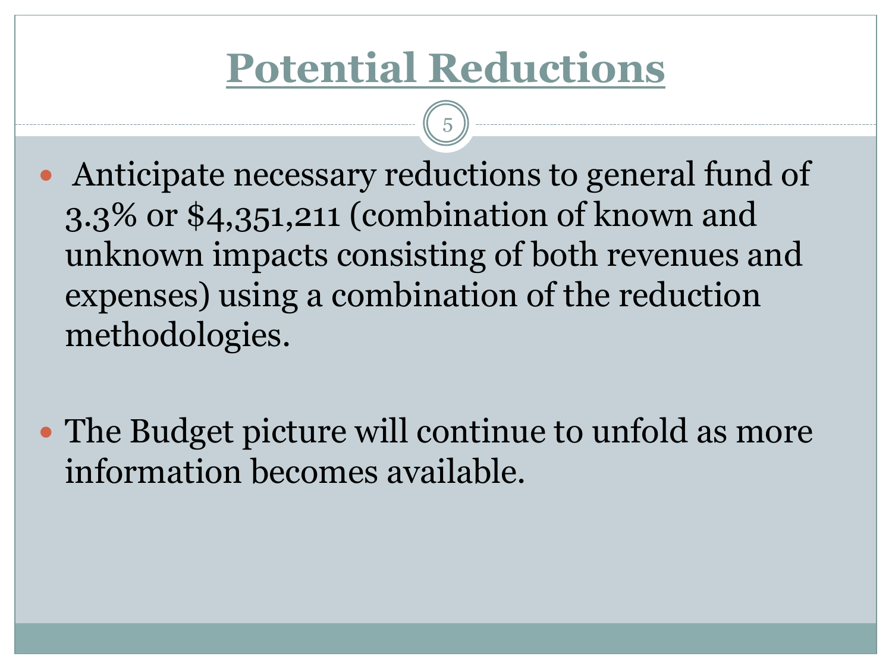# Potential Reductions

- Anticipate necessary reductions to general fund of 3.3% or $4,351,211 (combination of known and unknown impacts consisting of both revenues and expenses) using a combination of the reduction methodologies.

- The Budget picture will continue to unfold as more information becomes available.